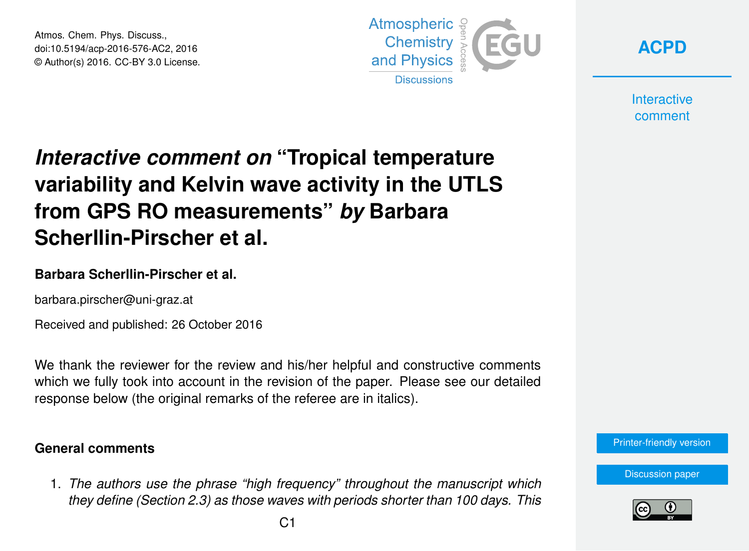Atmos. Chem. Phys. Discuss.,
doi:10.5194/acp-2016-576-AC2, 2016
© Author(s) 2016. CC-BY 3.0 License.

# *Interactive comment on* "Tropical temperature variability and Kelvin wave activity in the UTLS from GPS RO measurements" *by* Barbara Scherllin-Pirscher et al.

**Barbara Scherllin-Pirscher et al.**

barbara.pirscher@uni-graz.at

Received and published: 26 October 2016

We thank the reviewer for the review and his/her helpful and constructive comments which we fully took into account in the revision of the paper. Please see our detailed response below (the original remarks of the referee are in italics).

**General comments**

1. *The authors use the phrase "high frequency" throughout the manuscript which they define (Section 2.3) as those waves with periods shorter than 100 days. This*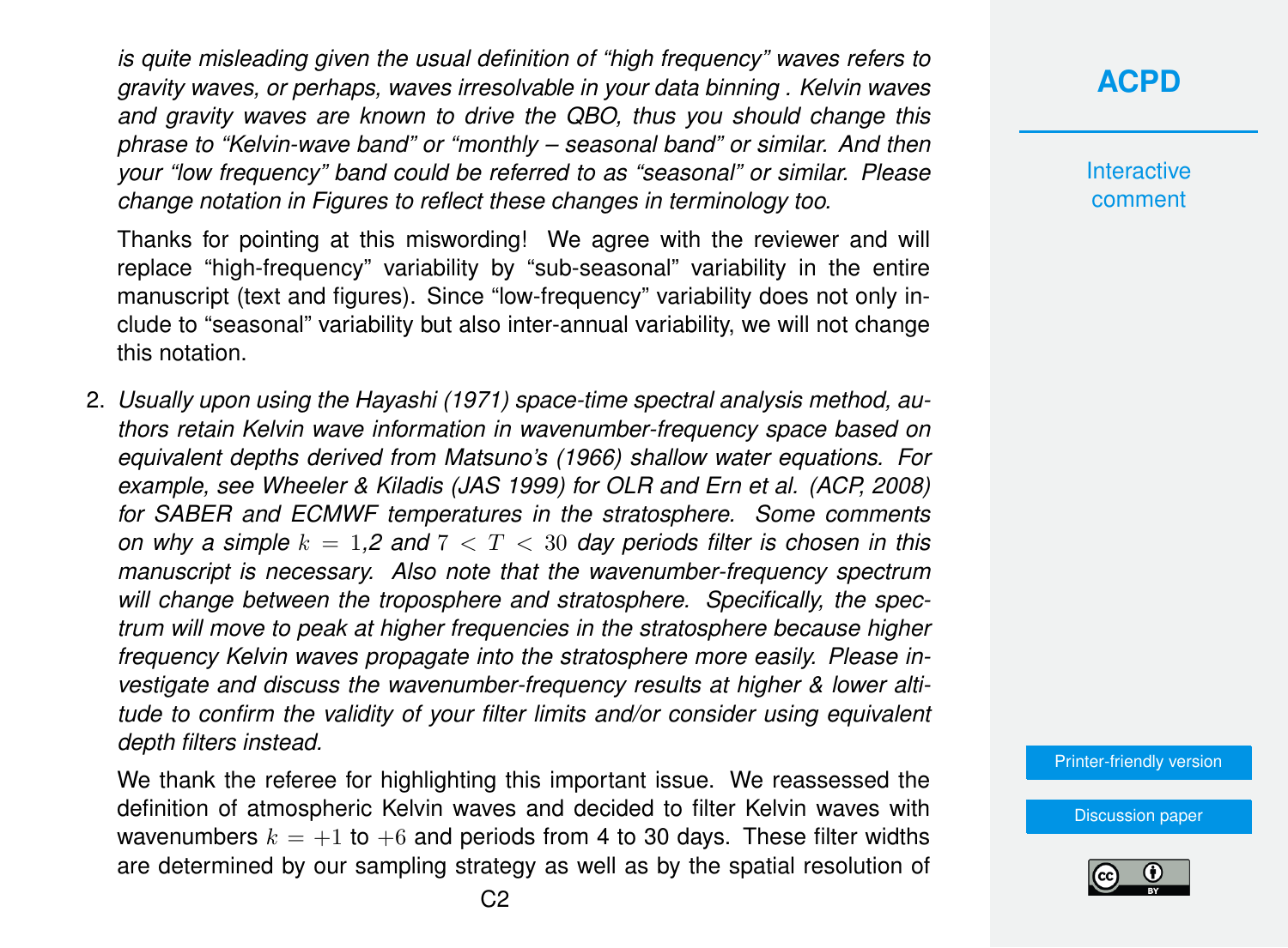*is quite misleading given the usual definition of "high frequency" waves refers to gravity waves, or perhaps, waves irresolvable in your data binning . Kelvin waves and gravity waves are known to drive the QBO, thus you should change this phrase to "Kelvin-wave band" or "monthly – seasonal band" or similar. And then your "low frequency" band could be referred to as "seasonal" or similar. Please change notation in Figures to reflect these changes in terminology too.*

Thanks for pointing at this miswording! We agree with the reviewer and will replace "high-frequency" variability by "sub-seasonal" variability in the entire manuscript (text and figures). Since "low-frequency" variability does not only include to "seasonal" variability but also inter-annual variability, we will not change this notation.

2. *Usually upon using the Hayashi (1971) space-time spectral analysis method, authors retain Kelvin wave information in wavenumber-frequency space based on equivalent depths derived from Matsuno's (1966) shallow water equations. For example, see Wheeler & Kiladis (JAS 1999) for OLR and Ern et al. (ACP, 2008) for SABER and ECMWF temperatures in the stratosphere. Some comments on why a simple $k = 1$,2 and $7 < T < 30$ day periods filter is chosen in this manuscript is necessary. Also note that the wavenumber-frequency spectrum will change between the troposphere and stratosphere. Specifically, the spectrum will move to peak at higher frequencies in the stratosphere because higher frequency Kelvin waves propagate into the stratosphere more easily. Please investigate and discuss the wavenumber-frequency results at higher & lower altitude to confirm the validity of your filter limits and/or consider using equivalent depth filters instead.*

   We thank the referee for highlighting this important issue. We reassessed the definition of atmospheric Kelvin waves and decided to filter Kelvin waves with wavenumbers $k = +1$ to $+6$ and periods from 4 to 30 days. These filter widths are determined by our sampling strategy as well as by the spatial resolution of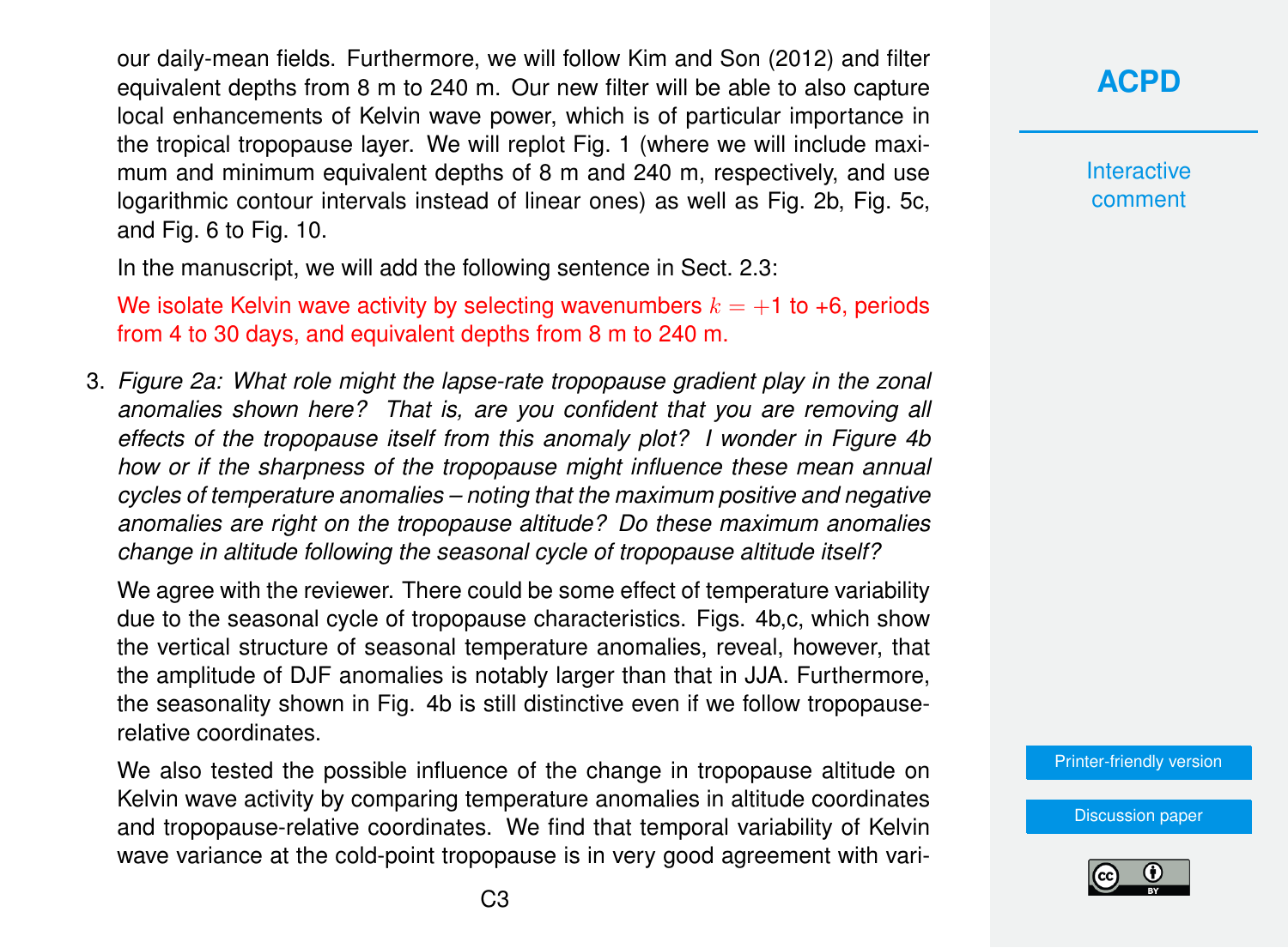our daily-mean fields. Furthermore, we will follow Kim and Son (2012) and filter equivalent depths from 8 m to 240 m. Our new filter will be able to also capture local enhancements of Kelvin wave power, which is of particular importance in the tropical tropopause layer. We will replot Fig. 1 (where we will include maximum and minimum equivalent depths of 8 m and 240 m, respectively, and use logarithmic contour intervals instead of linear ones) as well as Fig. 2b, Fig. 5c, and Fig. 6 to Fig. 10.

In the manuscript, we will add the following sentence in Sect. 2.3:

We isolate Kelvin wave activity by selecting wavenumbers $k = +1$ to +6, periods from 4 to 30 days, and equivalent depths from 8 m to 240 m.

3. *Figure 2a: What role might the lapse-rate tropopause gradient play in the zonal anomalies shown here? That is, are you confident that you are removing all effects of the tropopause itself from this anomaly plot? I wonder in Figure 4b how or if the sharpness of the tropopause might influence these mean annual cycles of temperature anomalies – noting that the maximum positive and negative anomalies are right on the tropopause altitude? Do these maximum anomalies change in altitude following the seasonal cycle of tropopause altitude itself?*

   We agree with the reviewer. There could be some effect of temperature variability due to the seasonal cycle of tropopause characteristics. Figs. 4b,c, which show the vertical structure of seasonal temperature anomalies, reveal, however, that the amplitude of DJF anomalies is notably larger than that in JJA. Furthermore, the seasonality shown in Fig. 4b is still distinctive even if we follow tropopause-relative coordinates.

   We also tested the possible influence of the change in tropopause altitude on Kelvin wave activity by comparing temperature anomalies in altitude coordinates and tropopause-relative coordinates. We find that temporal variability of Kelvin wave variance at the cold-point tropopause is in very good agreement with vari-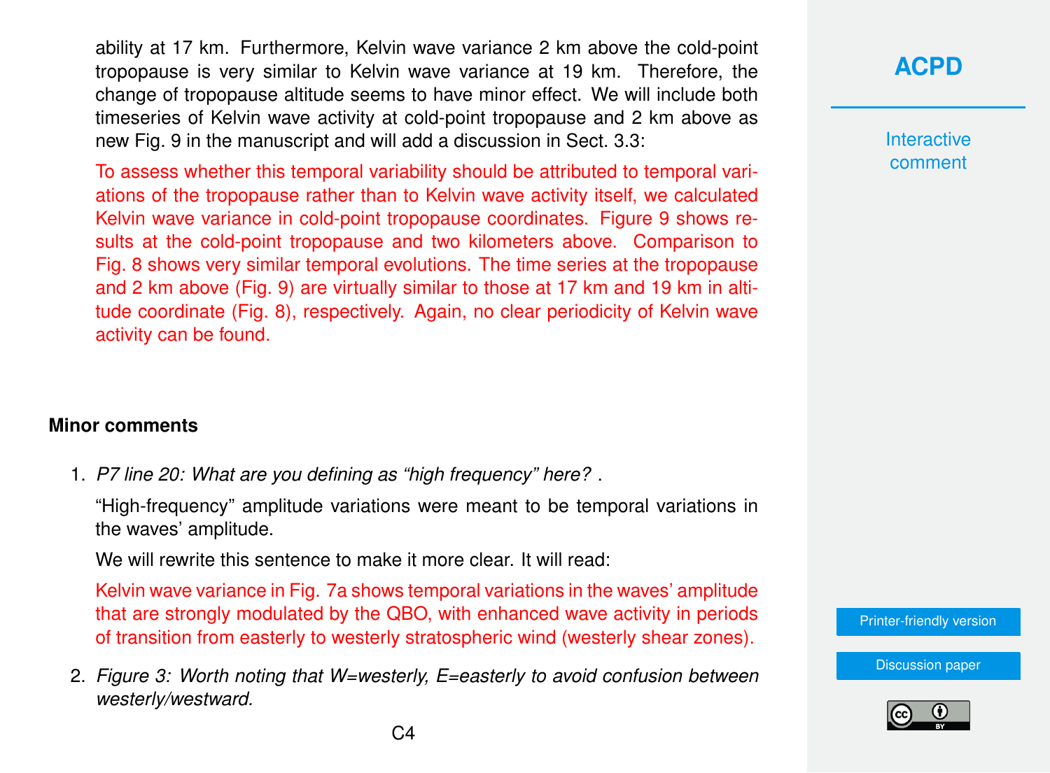ability at 17 km. Furthermore, Kelvin wave variance 2 km above the cold-point tropopause is very similar to Kelvin wave variance at 19 km. Therefore, the change of tropopause altitude seems to have minor effect. We will include both timeseries of Kelvin wave activity at cold-point tropopause and 2 km above as new Fig. 9 in the manuscript and will add a discussion in Sect. 3.3:

To assess whether this temporal variability should be attributed to temporal variations of the tropopause rather than to Kelvin wave activity itself, we calculated Kelvin wave variance in cold-point tropopause coordinates. Figure 9 shows results at the cold-point tropopause and two kilometers above. Comparison to Fig. 8 shows very similar temporal evolutions. The time series at the tropopause and 2 km above (Fig. 9) are virtually similar to those at 17 km and 19 km in altitude coordinate (Fig. 8), respectively. Again, no clear periodicity of Kelvin wave activity can be found.

## Minor comments

1. *P7 line 20: What are you defining as "high frequency" here?* .

   "High-frequency" amplitude variations were meant to be temporal variations in the waves' amplitude.

   We will rewrite this sentence to make it more clear. It will read:

   Kelvin wave variance in Fig. 7a shows temporal variations in the waves' amplitude that are strongly modulated by the QBO, with enhanced wave activity in periods of transition from easterly to westerly stratospheric wind (westerly shear zones).

2. *Figure 3: Worth noting that W=westerly, E=easterly to avoid confusion between westerly/westward.*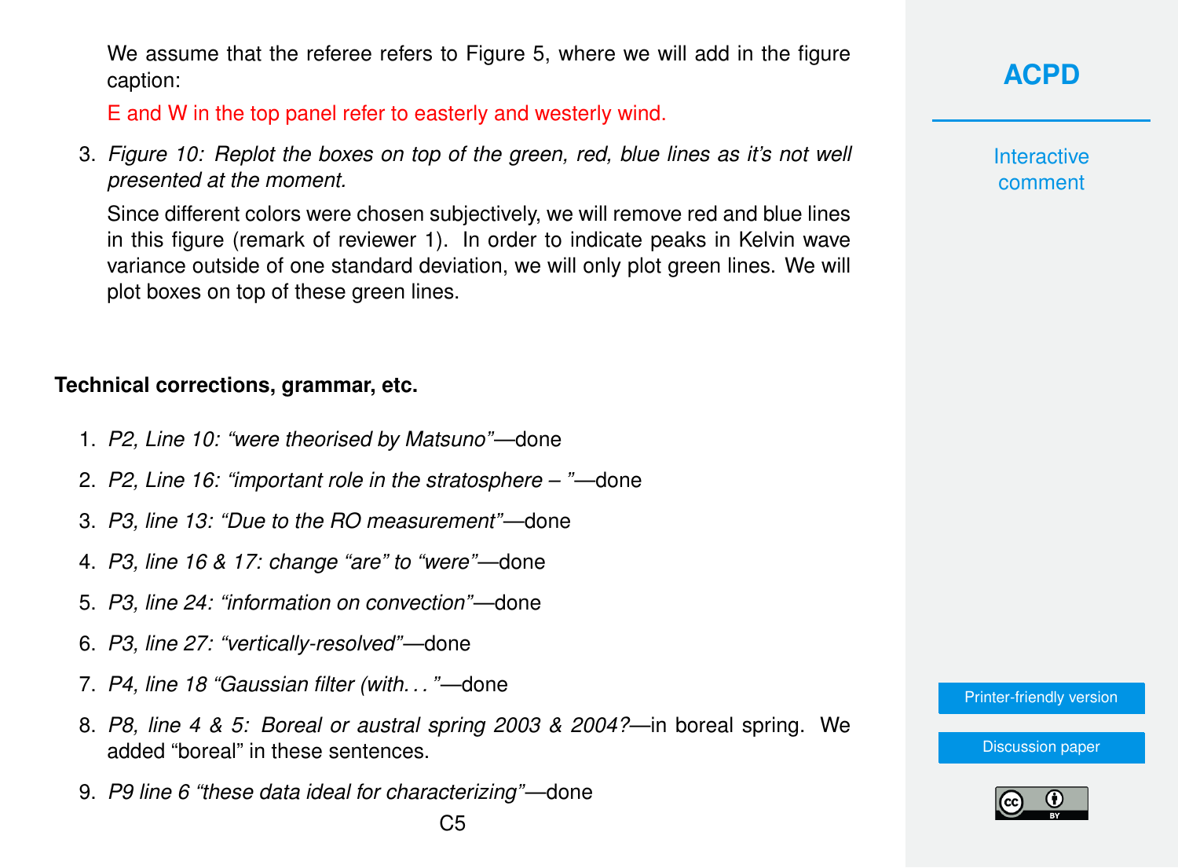We assume that the referee refers to Figure 5, where we will add in the figure caption:

E and W in the top panel refer to easterly and westerly wind.

3. *Figure 10: Replot the boxes on top of the green, red, blue lines as it's not well presented at the moment.*

   Since different colors were chosen subjectively, we will remove red and blue lines in this figure (remark of reviewer 1). In order to indicate peaks in Kelvin wave variance outside of one standard deviation, we will only plot green lines. We will plot boxes on top of these green lines.

**Technical corrections, grammar, etc.**

1. *P2, Line 10: "were theorised by Matsuno"*—done
2. *P2, Line 16: "important role in the stratosphere – "*—done
3. *P3, line 13: "Due to the RO measurement"*—done
4. *P3, line 16 & 17: change "are" to "were"*—done
5. *P3, line 24: "information on convection"*—done
6. *P3, line 27: "vertically-resolved"*—done
7. *P4, line 18 "Gaussian filter (with..."*—done
8. *P8, line 4 & 5: Boreal or austral spring 2003 & 2004?*—in boreal spring. We added "boreal" in these sentences.
9. *P9 line 6 "these data ideal for characterizing"*—done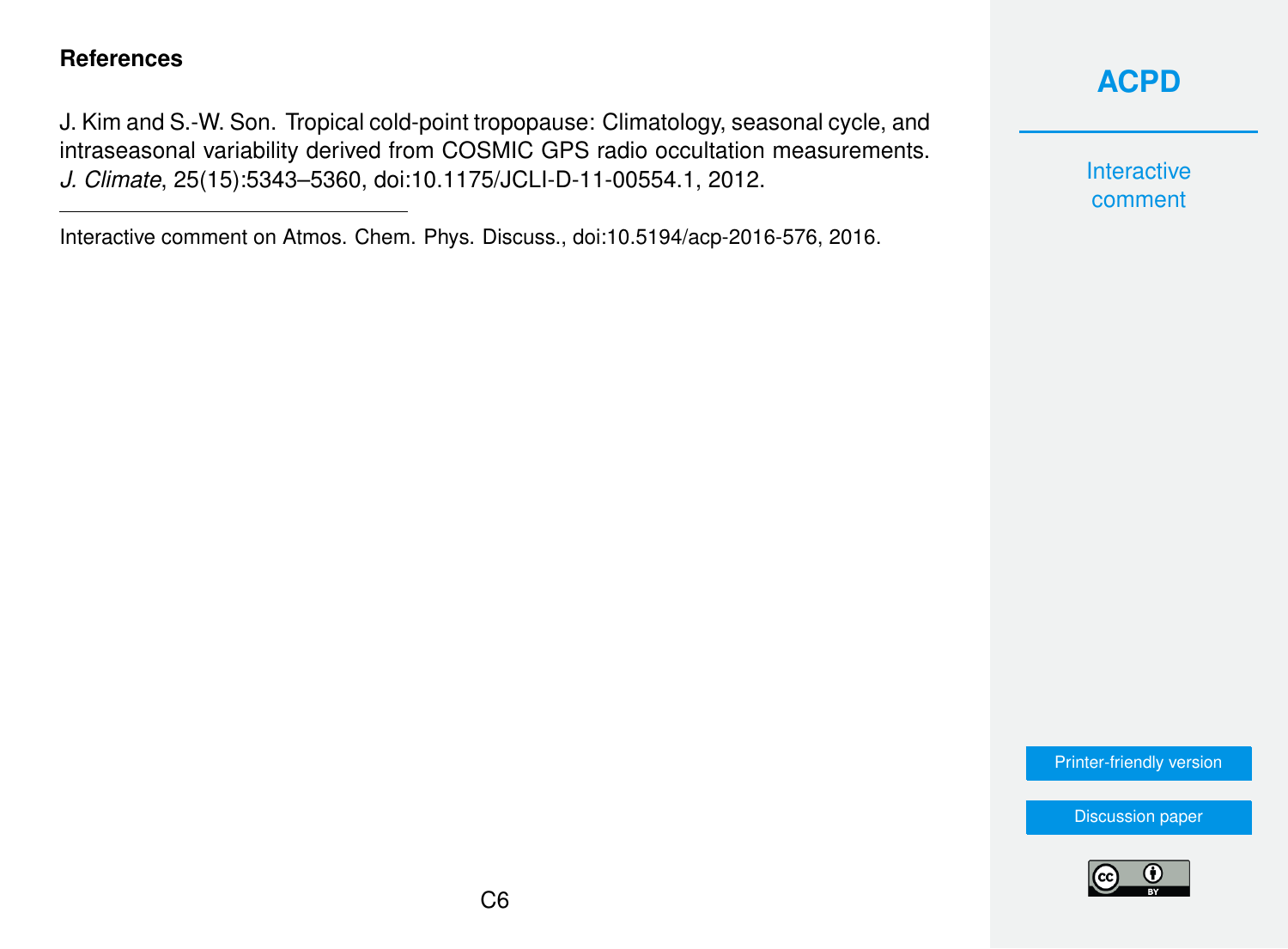## References

J. Kim and S.-W. Son. Tropical cold-point tropopause: Climatology, seasonal cycle, and intraseasonal variability derived from COSMIC GPS radio occultation measurements. *J. Climate*, 25(15):5343–5360, doi:10.1175/JCLI-D-11-00554.1, 2012.

---

Interactive comment on Atmos. Chem. Phys. Discuss., doi:10.5194/acp-2016-576, 2016.